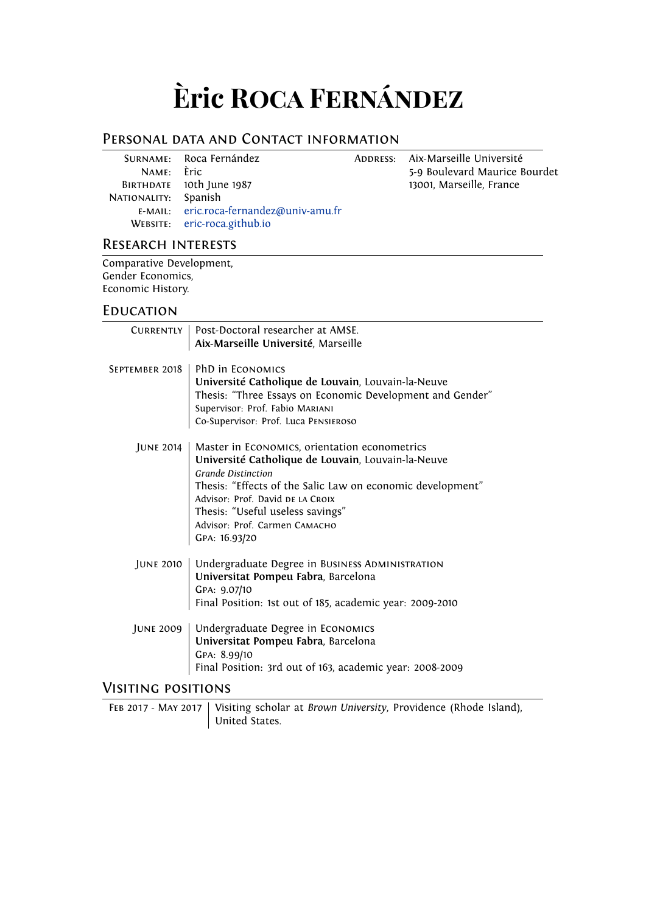# Èric ROCA FERNÁNDEZ

## Personal data and Contact information

| | |
|---|---|
| Surname: | Roca Fernández |
| Name: | Èric |
| Birthdate | 10th June 1987 |
| Nationality: | Spanish |
| e-mail: | eric.roca-fernandez@univ-amu.fr |
| Website: | eric-roca.github.io |
| Address: | Aix-Marseille Université<br>5-9 Boulevard Maurice Bourdet<br>13001, Marseille, France |

## Research interests

Comparative Development,
Gender Economics,
Economic History.

## Education

**Currently**
Post-Doctoral researcher at AMSE.
**Aix-Marseille Université**, Marseille

**September 2018**
PhD in Economics
**Université Catholique de Louvain**, Louvain-la-Neuve
Thesis: "Three Essays on Economic Development and Gender"
Supervisor: Prof. Fabio Mariani
Co-Supervisor: Prof. Luca Pensieroso

**June 2014**
Master in Economics, orientation econometrics
**Université Catholique de Louvain**, Louvain-la-Neuve
*Grande Distinction*
Thesis: "Effects of the Salic Law on economic development"
Advisor: Prof. David de la Croix
Thesis: "Useful useless savings"
Advisor: Prof. Carmen Camacho
GPA: 16.93/20

**June 2010**
Undergraduate Degree in Business Administration
**Universitat Pompeu Fabra**, Barcelona
GPA: 9.07/10
Final Position: 1st out of 185, academic year: 2009-2010

**June 2009**
Undergraduate Degree in Economics
**Universitat Pompeu Fabra**, Barcelona
GPA: 8.99/10
Final Position: 3rd out of 163, academic year: 2008-2009

## Visiting positions

**Feb 2017 - May 2017**
Visiting scholar at *Brown University*, Providence (Rhode Island), United States.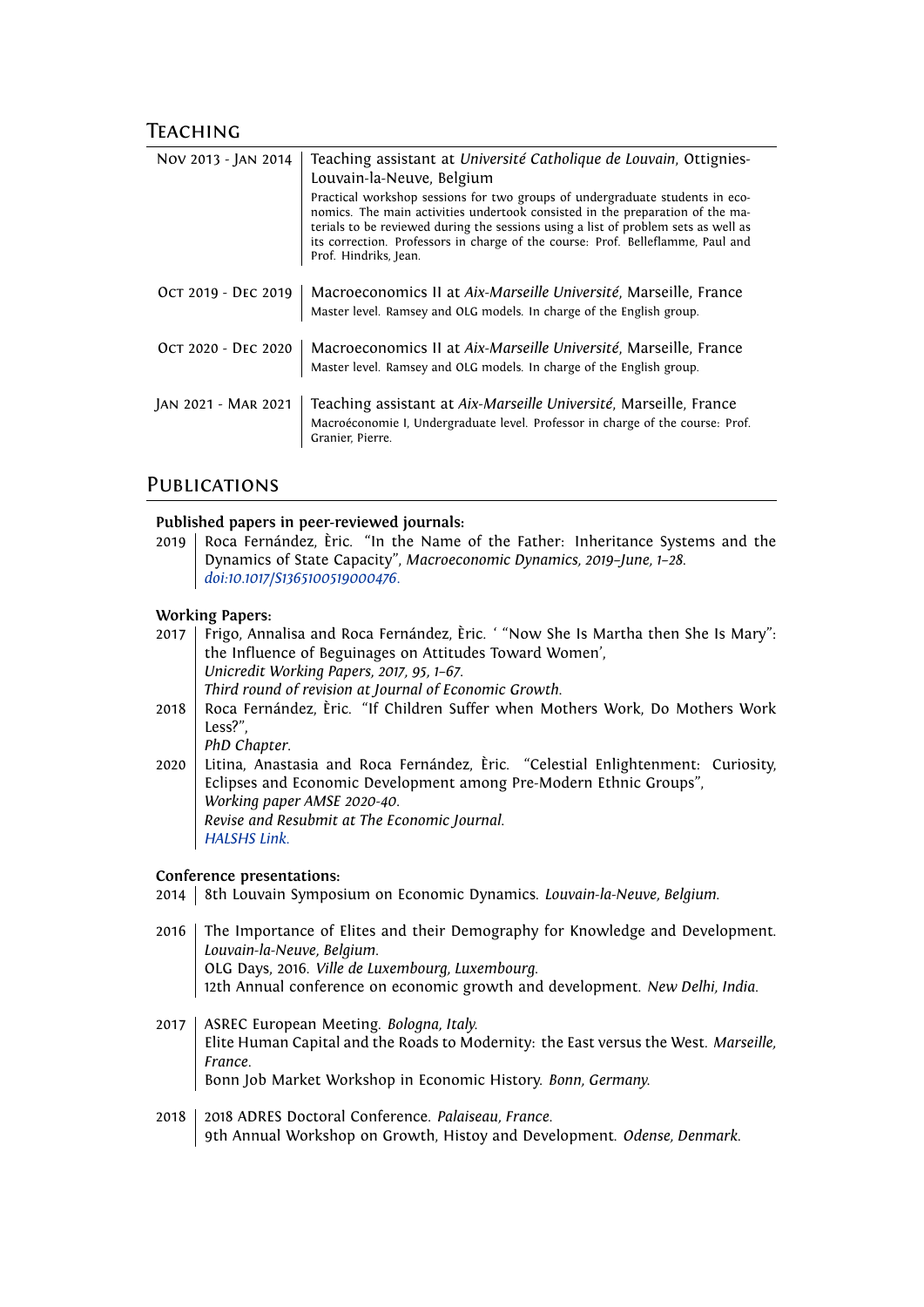## Teaching

**Nov 2013 - Jan 2014** | Teaching assistant at *Université Catholique de Louvain*, Ottignies-Louvain-la-Neuve, Belgium

Practical workshop sessions for two groups of undergraduate students in economics. The main activities undertook consisted in the preparation of the materials to be reviewed during the sessions using a list of problem sets as well as its correction. Professors in charge of the course: Prof. Belleflamme, Paul and Prof. Hindriks, Jean.

**Oct 2019 - Dec 2019** | Macroeconomics II at *Aix-Marseille Université*, Marseille, France

Master level. Ramsey and OLG models. In charge of the English group.

**Oct 2020 - Dec 2020** | Macroeconomics II at *Aix-Marseille Université*, Marseille, France

Master level. Ramsey and OLG models. In charge of the English group.

**Jan 2021 - Mar 2021** | Teaching assistant at *Aix-Marseille Université*, Marseille, France

Macroéconomie I, Undergraduate level. Professor in charge of the course: Prof. Granier, Pierre.

## Publications

**Published papers in peer-reviewed journals:**

2019 | Roca Fernández, Èric. "In the Name of the Father: Inheritance Systems and the Dynamics of State Capacity", *Macroeconomic Dynamics, 2019–June, 1–28*. *doi:10.1017/S1365100519000476*.

**Working Papers:**

2017 | Frigo, Annalisa and Roca Fernández, Èric. ' "Now She Is Martha then She Is Mary": the Influence of Beguinages on Attitudes Toward Women',
*Unicredit Working Papers, 2017, 95, 1–67*.
*Third round of revision at Journal of Economic Growth*.

2018 | Roca Fernández, Èric. "If Children Suffer when Mothers Work, Do Mothers Work Less?",
*PhD Chapter*.

2020 | Litina, Anastasia and Roca Fernández, Èric. "Celestial Enlightenment: Curiosity, Eclipses and Economic Development among Pre-Modern Ethnic Groups",
*Working paper AMSE 2020-40*.
*Revise and Resubmit at The Economic Journal*.
*HALSHS Link*.

**Conference presentations:**

2014 | 8th Louvain Symposium on Economic Dynamics. *Louvain-la-Neuve, Belgium*.

2016 | The Importance of Elites and their Demography for Knowledge and Development. *Louvain-la-Neuve, Belgium*.
OLG Days, 2016. *Ville de Luxembourg, Luxembourg*.
12th Annual conference on economic growth and development. *New Delhi, India*.

2017 | ASREC European Meeting. *Bologna, Italy*.
Elite Human Capital and the Roads to Modernity: the East versus the West. *Marseille, France*.
Bonn Job Market Workshop in Economic History. *Bonn, Germany*.

2018 | 2018 ADRES Doctoral Conference. *Palaiseau, France*.
9th Annual Workshop on Growth, Histoy and Development. *Odense, Denmark*.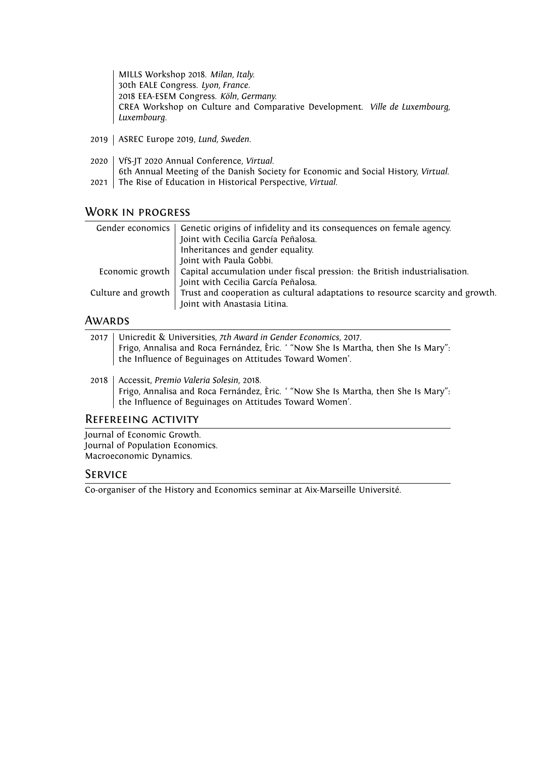MILLS Workshop 2018. *Milan, Italy.*
30th EALE Congress. *Lyon, France.*
2018 EEA-ESEM Congress. *Köln, Germany.*
CREA Workshop on Culture and Comparative Development. *Ville de Luxembourg, Luxembourg.*

2019 | ASREC Europe 2019, *Lund, Sweden.*

2020 | VfS-JT 2020 Annual Conference, *Virtual.*
6th Annual Meeting of the Danish Society for Economic and Social History, *Virtual.*
2021 | The Rise of Education in Historical Perspective, *Virtual.*

## Work in progress

| | |
|---|---|
| Gender economics | Genetic origins of infidelity and its consequences on female agency. Joint with Cecilia García Peñalosa. |
| | Inheritances and gender equality. Joint with Paula Gobbi. |
| Economic growth | Capital accumulation under fiscal pression: the British industrialisation. Joint with Cecilia García Peñalosa. |
| Culture and growth | Trust and cooperation as cultural adaptations to resource scarcity and growth. Joint with Anastasia Litina. |

## Awards

2017 | Unicredit & Universities, *7th Award in Gender Economics*, 2017.
Frigo, Annalisa and Roca Fernández, Èric. ' "Now She Is Martha, then She Is Mary": the Influence of Beguinages on Attitudes Toward Women'.

2018 | Accessit, *Premio Valeria Solesin*, 2018.
Frigo, Annalisa and Roca Fernández, Èric. ' "Now She Is Martha, then She Is Mary": the Influence of Beguinages on Attitudes Toward Women'.

## Refereeing activity

Journal of Economic Growth.
Journal of Population Economics.
Macroeconomic Dynamics.

## Service

Co-organiser of the History and Economics seminar at Aix-Marseille Université.